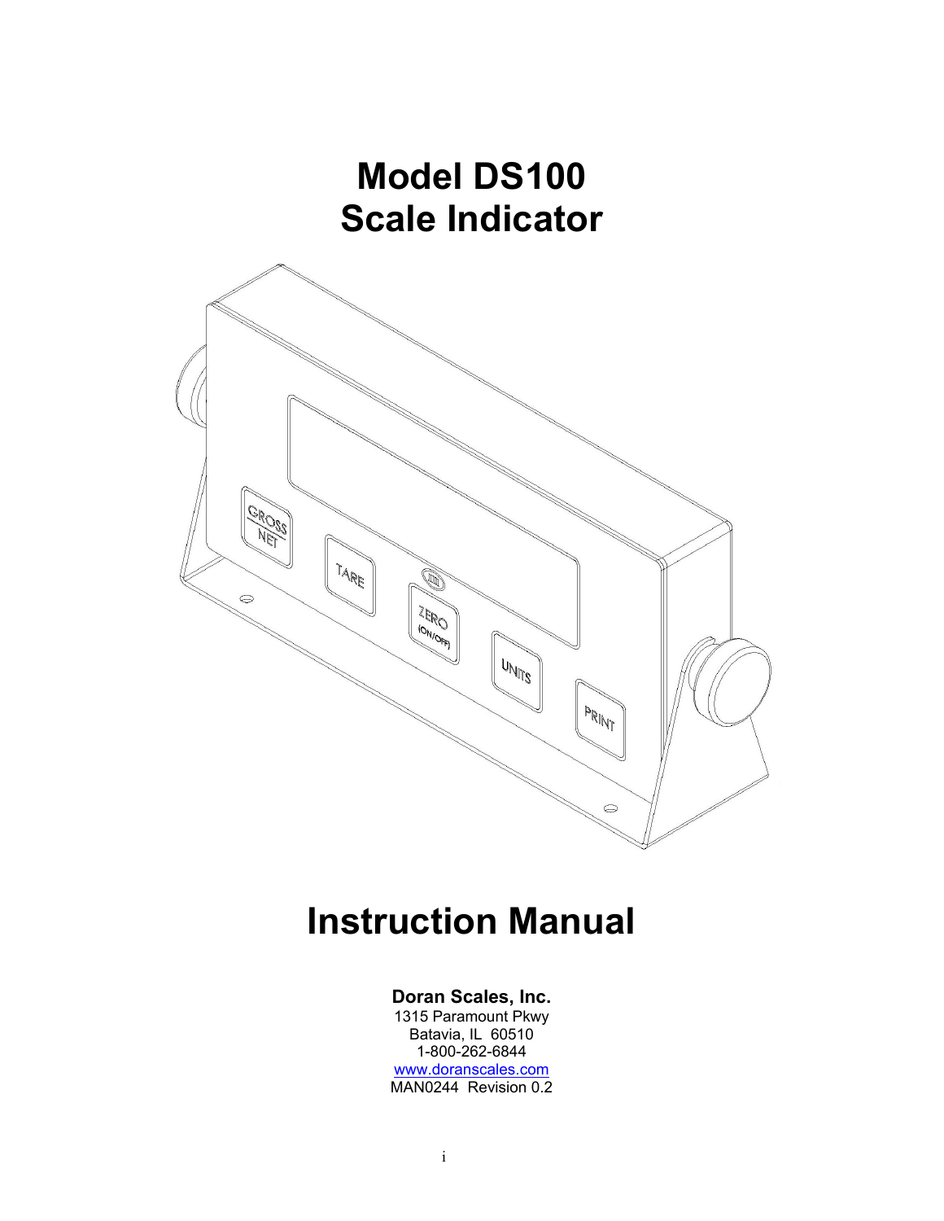# Model DS100
# Scale Indicator

# Instruction Manual

**Doran Scales, Inc.**
1315 Paramount Pkwy
Batavia, IL 60510
1-800-262-6844
www.doranscales.com
MAN0244 Revision 0.2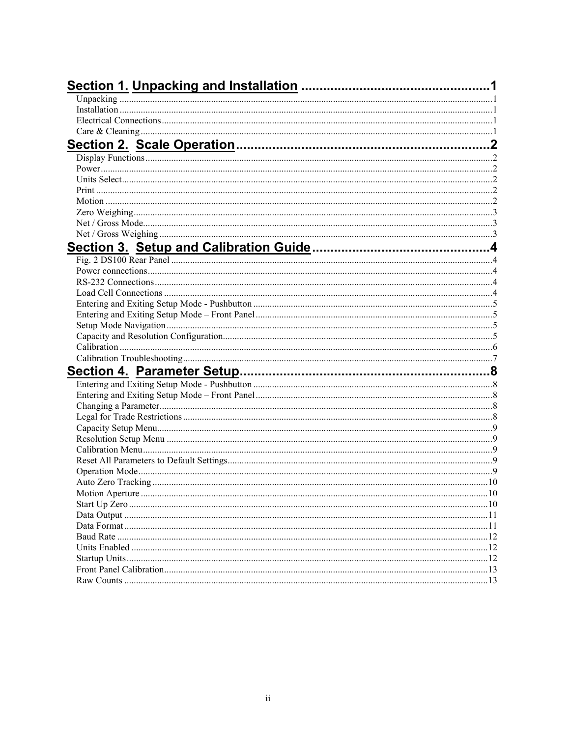**Section 1. Unpacking and Installation** .......................................... 1

Unpacking ............................................................ 1
Installation ............................................................ 1
Electrical Connections ............................................................ 1
Care & Cleaning ............................................................ 1

**Section 2. Scale Operation** .......................................... 2

Display Functions ............................................................ 2
Power ............................................................ 2
Units Select ............................................................ 2
Print ............................................................ 2
Motion ............................................................ 2
Zero Weighing ............................................................ 3
Net / Gross Mode ............................................................ 3
Net / Gross Weighing ............................................................ 3

**Section 3. Setup and Calibration Guide** .......................................... 4

Fig. 2 DS100 Rear Panel ............................................................ 4
Power connections ............................................................ 4
RS-232 Connections ............................................................ 4
Load Cell Connections ............................................................ 4
Entering and Exiting Setup Mode - Pushbutton ............................................................ 5
Entering and Exiting Setup Mode – Front Panel ............................................................ 5
Setup Mode Navigation ............................................................ 5
Capacity and Resolution Configuration ............................................................ 5
Calibration ............................................................ 6
Calibration Troubleshooting ............................................................ 7

**Section 4. Parameter Setup** .......................................... 8

Entering and Exiting Setup Mode - Pushbutton ............................................................ 8
Entering and Exiting Setup Mode – Front Panel ............................................................ 8
Changing a Parameter ............................................................ 8
Legal for Trade Restrictions ............................................................ 8
Capacity Setup Menu ............................................................ 9
Resolution Setup Menu ............................................................ 9
Calibration Menu ............................................................ 9
Reset All Parameters to Default Settings ............................................................ 9
Operation Mode ............................................................ 9
Auto Zero Tracking ............................................................ 10
Motion Aperture ............................................................ 10
Start Up Zero ............................................................ 10
Data Output ............................................................ 11
Data Format ............................................................ 11
Baud Rate ............................................................ 12
Units Enabled ............................................................ 12
Startup Units ............................................................ 12
Front Panel Calibration ............................................................ 13
Raw Counts ............................................................ 13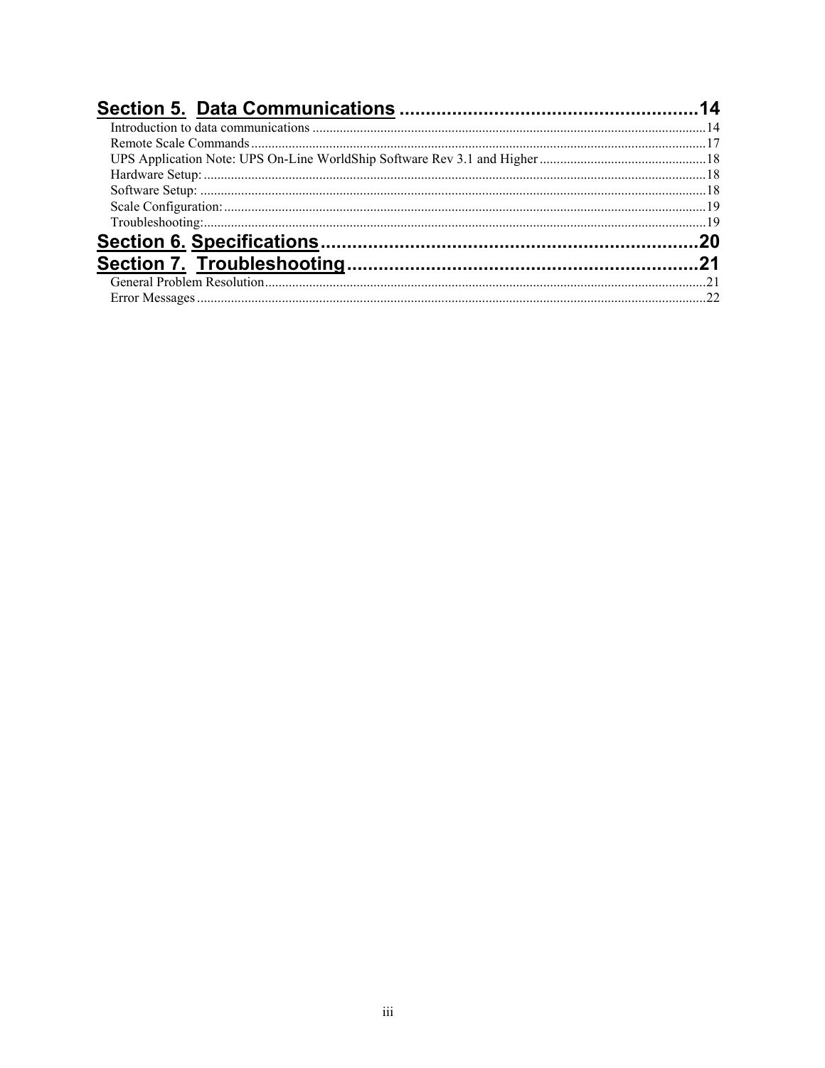**Section 5. Data Communications** .......................................................... **14**

Introduction to data communications .......................................................... 14
Remote Scale Commands .......................................................... 17
UPS Application Note: UPS On-Line WorldShip Software Rev 3.1 and Higher .......................................................... 18
Hardware Setup: .......................................................... 18
Software Setup: .......................................................... 18
Scale Configuration: .......................................................... 19
Troubleshooting: .......................................................... 19

**Section 6. Specifications** .......................................................... **20**

**Section 7. Troubleshooting** .......................................................... **21**

General Problem Resolution .......................................................... 21
Error Messages .......................................................... 22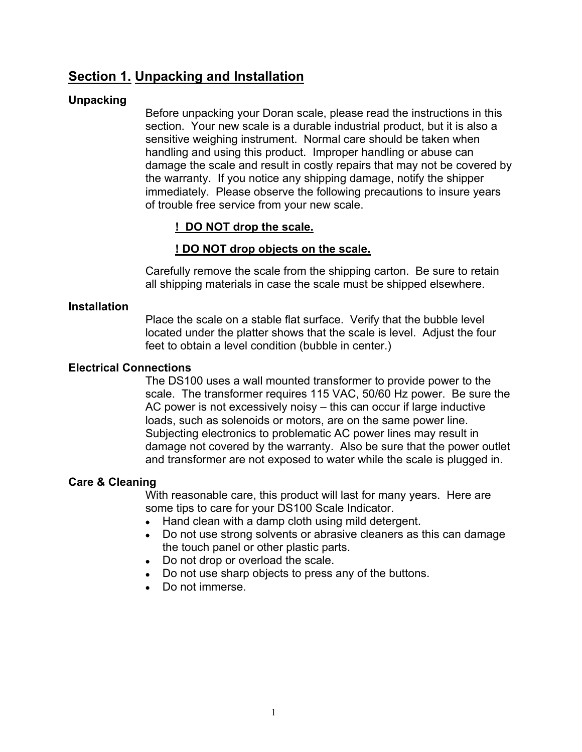# Section 1. Unpacking and Installation

### Unpacking

Before unpacking your Doran scale, please read the instructions in this section. Your new scale is a durable industrial product, but it is also a sensitive weighing instrument. Normal care should be taken when handling and using this product. Improper handling or abuse can damage the scale and result in costly repairs that may not be covered by the warranty. If you notice any shipping damage, notify the shipper immediately. Please observe the following precautions to insure years of trouble free service from your new scale.

**! DO NOT drop the scale.**

**! DO NOT drop objects on the scale.**

Carefully remove the scale from the shipping carton. Be sure to retain all shipping materials in case the scale must be shipped elsewhere.

### Installation

Place the scale on a stable flat surface. Verify that the bubble level located under the platter shows that the scale is level. Adjust the four feet to obtain a level condition (bubble in center.)

### Electrical Connections

The DS100 uses a wall mounted transformer to provide power to the scale. The transformer requires 115 VAC, 50/60 Hz power. Be sure the AC power is not excessively noisy – this can occur if large inductive loads, such as solenoids or motors, are on the same power line. Subjecting electronics to problematic AC power lines may result in damage not covered by the warranty. Also be sure that the power outlet and transformer are not exposed to water while the scale is plugged in.

### Care & Cleaning

With reasonable care, this product will last for many years. Here are some tips to care for your DS100 Scale Indicator.

- Hand clean with a damp cloth using mild detergent.
- Do not use strong solvents or abrasive cleaners as this can damage the touch panel or other plastic parts.
- Do not drop or overload the scale.
- Do not use sharp objects to press any of the buttons.
- Do not immerse.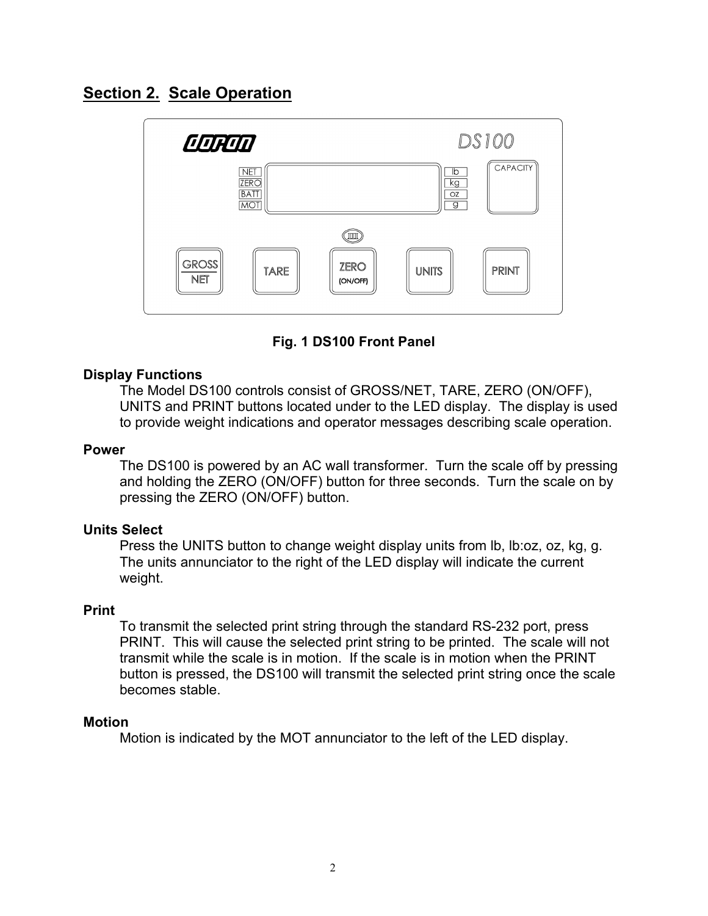## Section 2. Scale Operation

**Fig. 1 DS100 Front Panel**

### Display Functions

The Model DS100 controls consist of GROSS/NET, TARE, ZERO (ON/OFF), UNITS and PRINT buttons located under to the LED display. The display is used to provide weight indications and operator messages describing scale operation.

### Power

The DS100 is powered by an AC wall transformer. Turn the scale off by pressing and holding the ZERO (ON/OFF) button for three seconds. Turn the scale on by pressing the ZERO (ON/OFF) button.

### Units Select

Press the UNITS button to change weight display units from lb, lb:oz, oz, kg, g. The units annunciator to the right of the LED display will indicate the current weight.

### Print

To transmit the selected print string through the standard RS-232 port, press PRINT. This will cause the selected print string to be printed. The scale will not transmit while the scale is in motion. If the scale is in motion when the PRINT button is pressed, the DS100 will transmit the selected print string once the scale becomes stable.

### Motion

Motion is indicated by the MOT annunciator to the left of the LED display.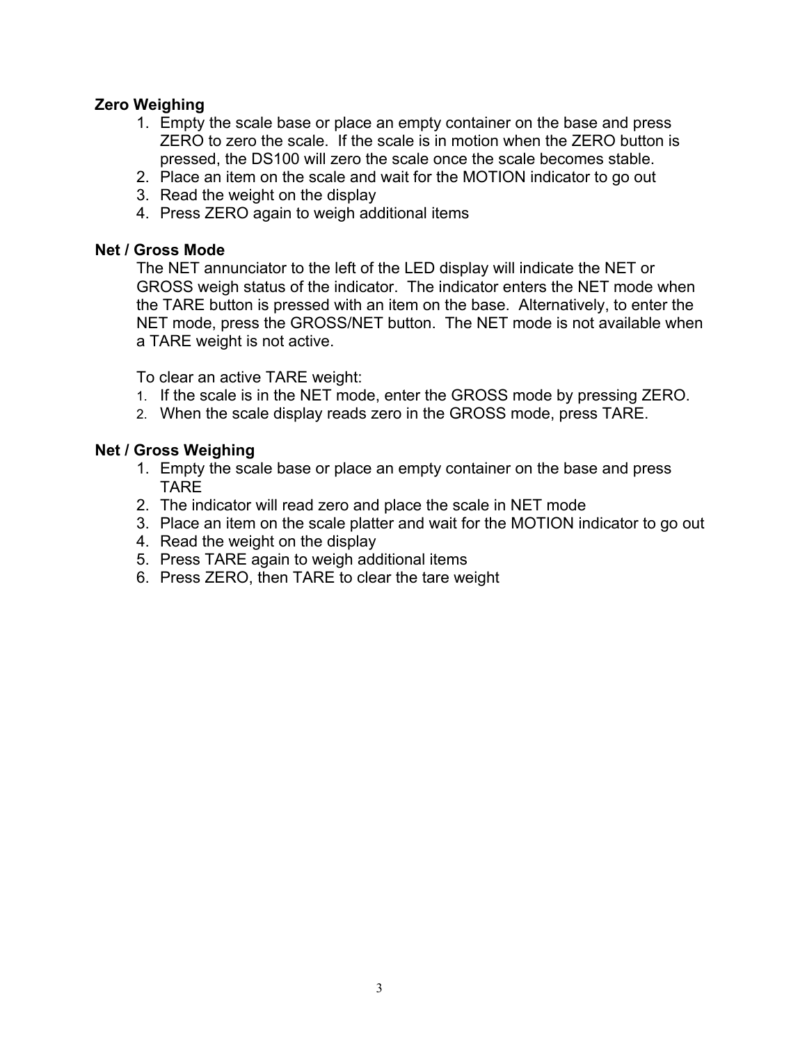## Zero Weighing

1. Empty the scale base or place an empty container on the base and press ZERO to zero the scale. If the scale is in motion when the ZERO button is pressed, the DS100 will zero the scale once the scale becomes stable.
2. Place an item on the scale and wait for the MOTION indicator to go out
3. Read the weight on the display
4. Press ZERO again to weigh additional items

## Net / Gross Mode

The NET annunciator to the left of the LED display will indicate the NET or GROSS weigh status of the indicator. The indicator enters the NET mode when the TARE button is pressed with an item on the base. Alternatively, to enter the NET mode, press the GROSS/NET button. The NET mode is not available when a TARE weight is not active.

To clear an active TARE weight:

1. If the scale is in the NET mode, enter the GROSS mode by pressing ZERO.
2. When the scale display reads zero in the GROSS mode, press TARE.

## Net / Gross Weighing

1. Empty the scale base or place an empty container on the base and press TARE
2. The indicator will read zero and place the scale in NET mode
3. Place an item on the scale platter and wait for the MOTION indicator to go out
4. Read the weight on the display
5. Press TARE again to weigh additional items
6. Press ZERO, then TARE to clear the tare weight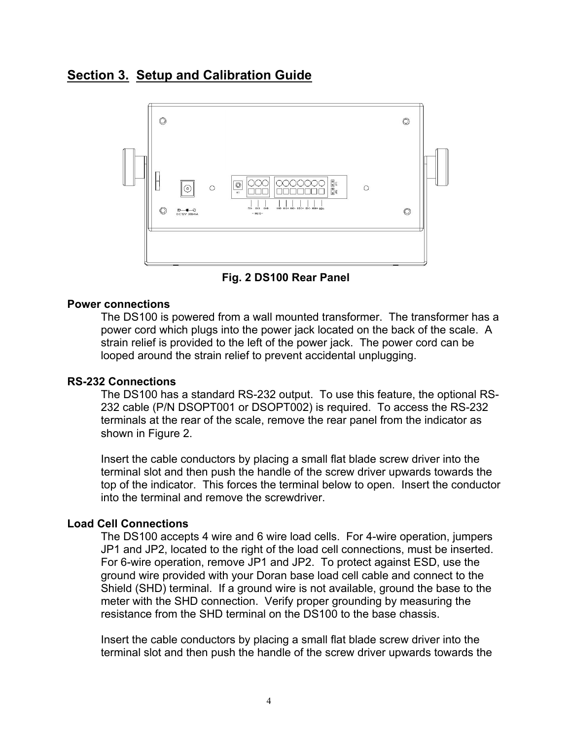# Section 3. Setup and Calibration Guide

Fig. 2 DS100 Rear Panel

### Power connections

The DS100 is powered from a wall mounted transformer. The transformer has a power cord which plugs into the power jack located on the back of the scale. A strain relief is provided to the left of the power jack. The power cord can be looped around the strain relief to prevent accidental unplugging.

### RS-232 Connections

The DS100 has a standard RS-232 output. To use this feature, the optional RS-232 cable (P/N DSOPT001 or DSOPT002) is required. To access the RS-232 terminals at the rear of the scale, remove the rear panel from the indicator as shown in Figure 2.

Insert the cable conductors by placing a small flat blade screw driver into the terminal slot and then push the handle of the screw driver upwards towards the top of the indicator. This forces the terminal below to open. Insert the conductor into the terminal and remove the screwdriver.

### Load Cell Connections

The DS100 accepts 4 wire and 6 wire load cells. For 4-wire operation, jumpers JP1 and JP2, located to the right of the load cell connections, must be inserted. For 6-wire operation, remove JP1 and JP2. To protect against ESD, use the ground wire provided with your Doran base load cell cable and connect to the Shield (SHD) terminal. If a ground wire is not available, ground the base to the meter with the SHD connection. Verify proper grounding by measuring the resistance from the SHD terminal on the DS100 to the base chassis.

Insert the cable conductors by placing a small flat blade screw driver into the terminal slot and then push the handle of the screw driver upwards towards the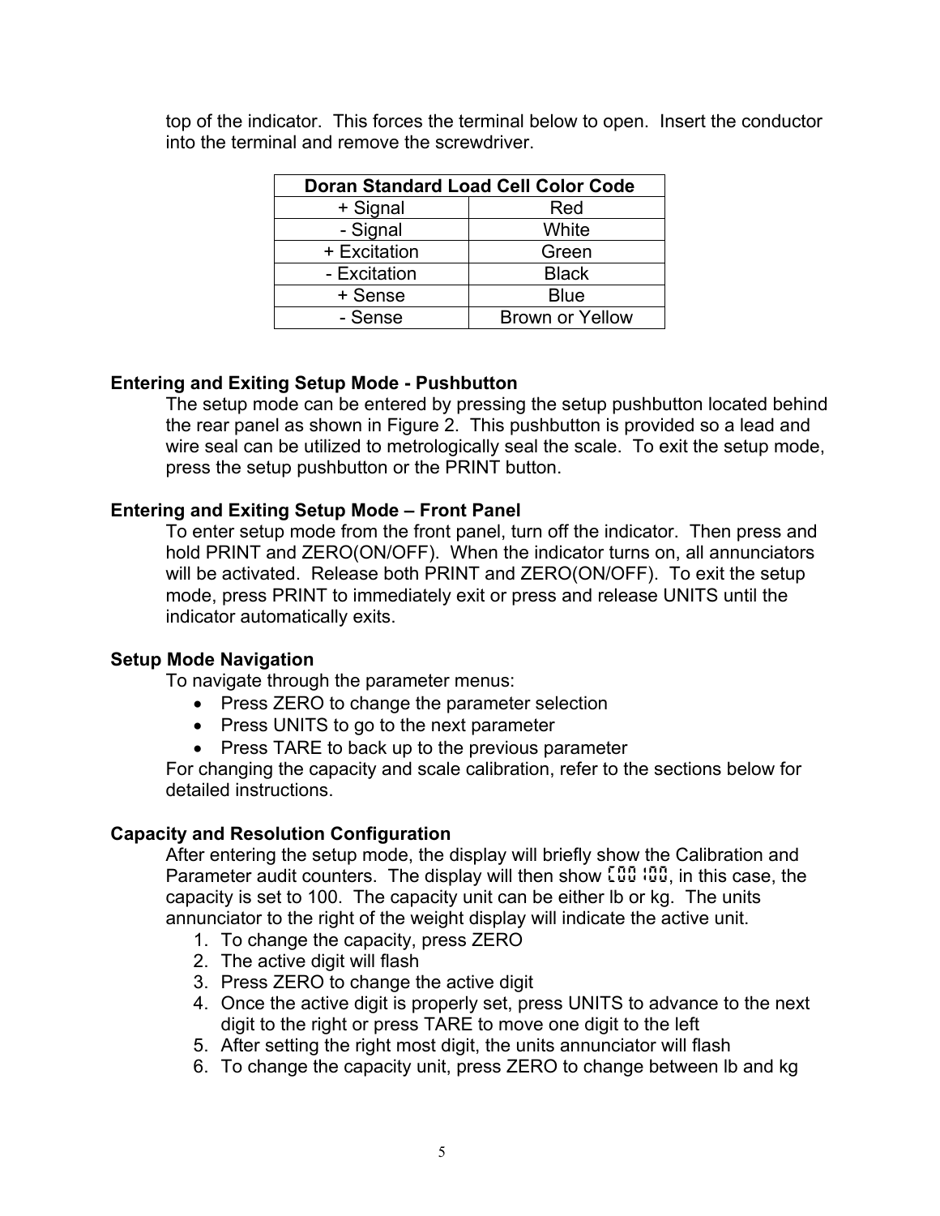top of the indicator. This forces the terminal below to open. Insert the conductor into the terminal and remove the screwdriver.

| Doran Standard Load Cell Color Code | |
|---|---|
| + Signal | Red |
| - Signal | White |
| + Excitation | Green |
| - Excitation | Black |
| + Sense | Blue |
| - Sense | Brown or Yellow |

**Entering and Exiting Setup Mode - Pushbutton**

The setup mode can be entered by pressing the setup pushbutton located behind the rear panel as shown in Figure 2. This pushbutton is provided so a lead and wire seal can be utilized to metrologically seal the scale. To exit the setup mode, press the setup pushbutton or the PRINT button.

**Entering and Exiting Setup Mode – Front Panel**

To enter setup mode from the front panel, turn off the indicator. Then press and hold PRINT and ZERO(ON/OFF). When the indicator turns on, all annunciators will be activated. Release both PRINT and ZERO(ON/OFF). To exit the setup mode, press PRINT to immediately exit or press and release UNITS until the indicator automatically exits.

**Setup Mode Navigation**

To navigate through the parameter menus:

- Press ZERO to change the parameter selection
- Press UNITS to go to the next parameter
- Press TARE to back up to the previous parameter

For changing the capacity and scale calibration, refer to the sections below for detailed instructions.

**Capacity and Resolution Configuration**

After entering the setup mode, the display will briefly show the Calibration and Parameter audit counters. The display will then show C00 100, in this case, the capacity is set to 100. The capacity unit can be either lb or kg. The units annunciator to the right of the weight display will indicate the active unit.

1. To change the capacity, press ZERO
2. The active digit will flash
3. Press ZERO to change the active digit
4. Once the active digit is properly set, press UNITS to advance to the next digit to the right or press TARE to move one digit to the left
5. After setting the right most digit, the units annunciator will flash
6. To change the capacity unit, press ZERO to change between lb and kg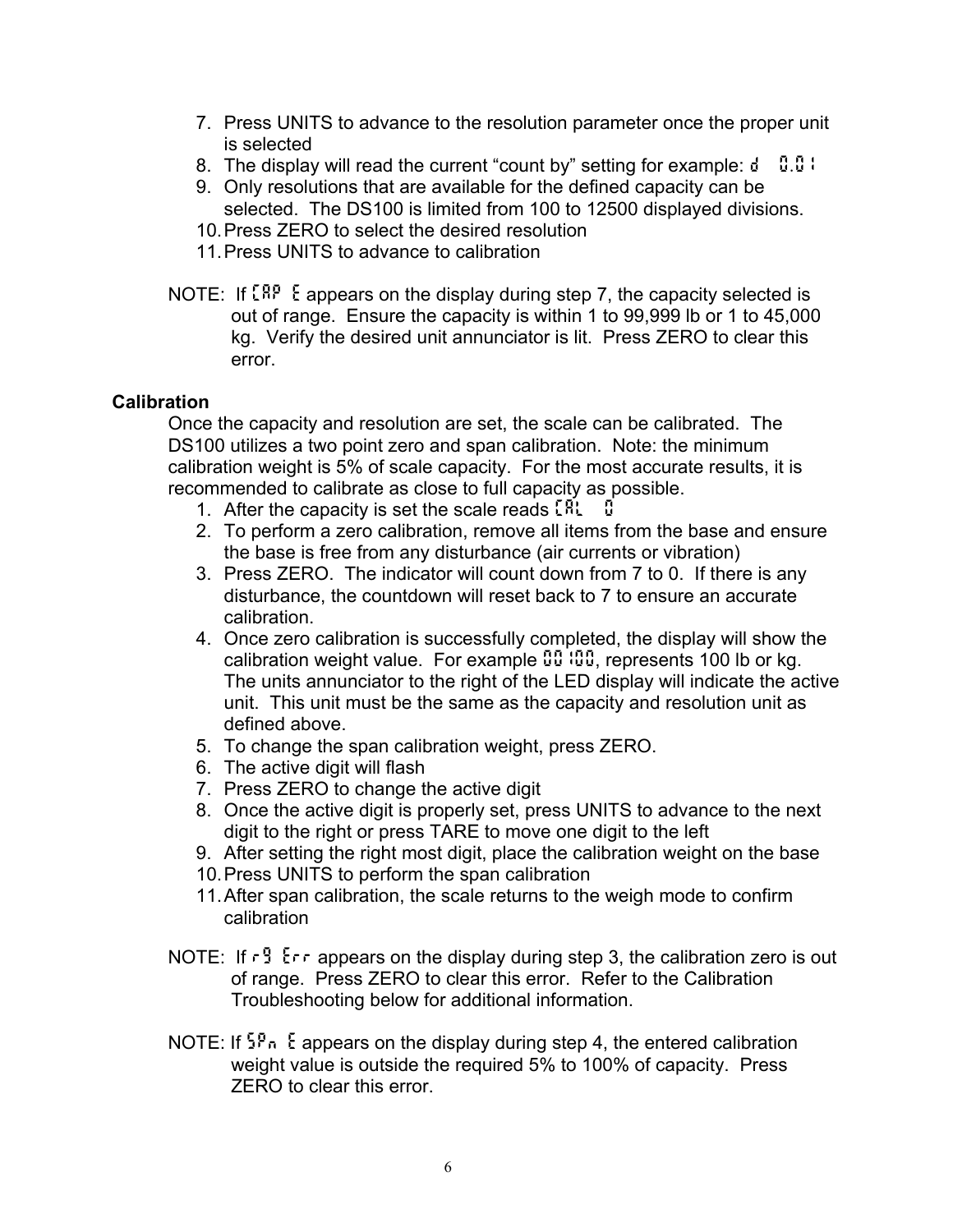7. Press UNITS to advance to the resolution parameter once the proper unit is selected
8. The display will read the current "count by" setting for example: d   0.01
9. Only resolutions that are available for the defined capacity can be selected. The DS100 is limited from 100 to 12500 displayed divisions.
10. Press ZERO to select the desired resolution
11. Press UNITS to advance to calibration

NOTE: If CAP E appears on the display during step 7, the capacity selected is out of range. Ensure the capacity is within 1 to 99,999 lb or 1 to 45,000 kg. Verify the desired unit annunciator is lit. Press ZERO to clear this error.

**Calibration**

Once the capacity and resolution are set, the scale can be calibrated. The DS100 utilizes a two point zero and span calibration. Note: the minimum calibration weight is 5% of scale capacity. For the most accurate results, it is recommended to calibrate as close to full capacity as possible.

1. After the capacity is set the scale reads CAL   0
2. To perform a zero calibration, remove all items from the base and ensure the base is free from any disturbance (air currents or vibration)
3. Press ZERO. The indicator will count down from 7 to 0. If there is any disturbance, the countdown will reset back to 7 to ensure an accurate calibration.
4. Once zero calibration is successfully completed, the display will show the calibration weight value. For example 00100, represents 100 lb or kg. The units annunciator to the right of the LED display will indicate the active unit. This unit must be the same as the capacity and resolution unit as defined above.
5. To change the span calibration weight, press ZERO.
6. The active digit will flash
7. Press ZERO to change the active digit
8. Once the active digit is properly set, press UNITS to advance to the next digit to the right or press TARE to move one digit to the left
9. After setting the right most digit, place the calibration weight on the base
10. Press UNITS to perform the span calibration
11. After span calibration, the scale returns to the weigh mode to confirm calibration

NOTE: If r9 Err appears on the display during step 3, the calibration zero is out of range. Press ZERO to clear this error. Refer to the Calibration Troubleshooting below for additional information.

NOTE: If SPn E appears on the display during step 4, the entered calibration weight value is outside the required 5% to 100% of capacity. Press ZERO to clear this error.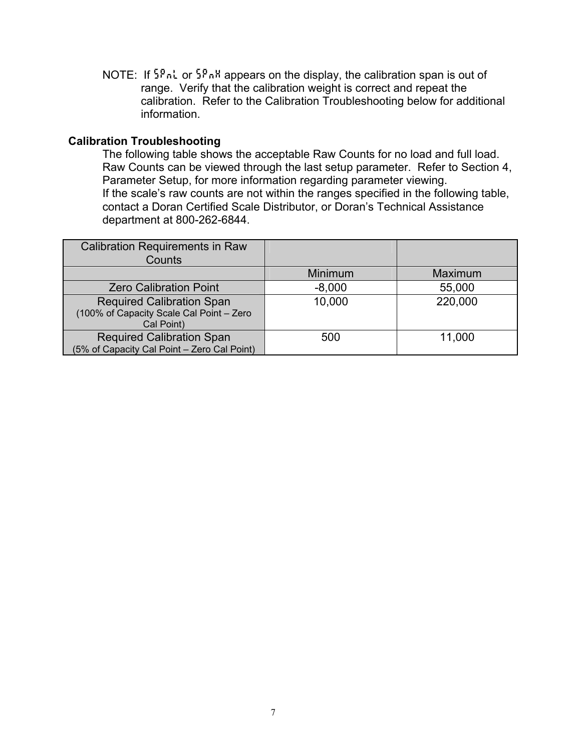NOTE: If SPnL or SPnH appears on the display, the calibration span is out of range. Verify that the calibration weight is correct and repeat the calibration. Refer to the Calibration Troubleshooting below for additional information.

**Calibration Troubleshooting**

The following table shows the acceptable Raw Counts for no load and full load. Raw Counts can be viewed through the last setup parameter. Refer to Section 4, Parameter Setup, for more information regarding parameter viewing.

If the scale's raw counts are not within the ranges specified in the following table, contact a Doran Certified Scale Distributor, or Doran's Technical Assistance department at 800-262-6844.

| Calibration Requirements in Raw Counts | | |
|---|---|---|
| | Minimum | Maximum |
| Zero Calibration Point | -8,000 | 55,000 |
| Required Calibration Span (100% of Capacity Scale Cal Point – Zero Cal Point) | 10,000 | 220,000 |
| Required Calibration Span (5% of Capacity Cal Point – Zero Cal Point) | 500 | 11,000 |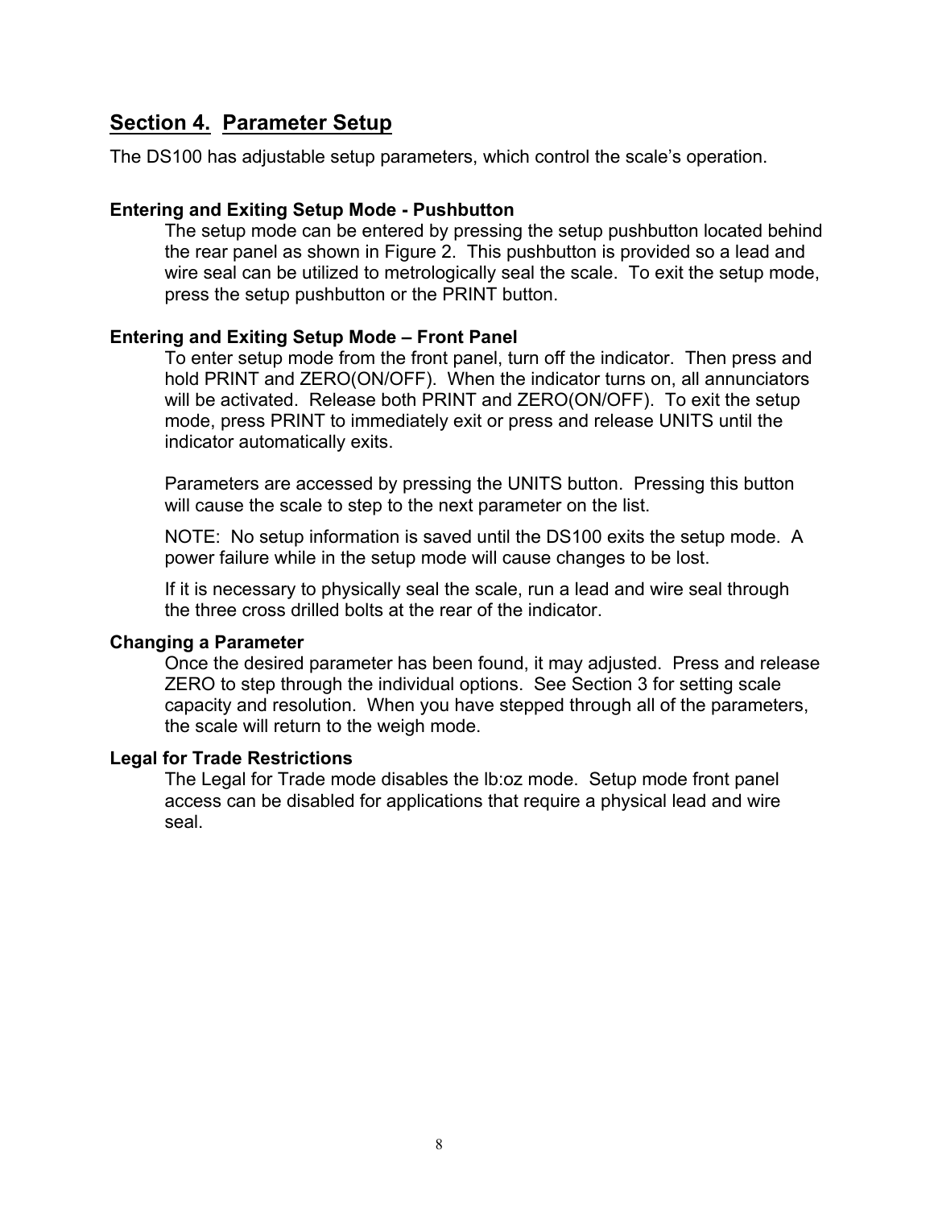## Section 4. Parameter Setup

The DS100 has adjustable setup parameters, which control the scale's operation.

### Entering and Exiting Setup Mode - Pushbutton

The setup mode can be entered by pressing the setup pushbutton located behind the rear panel as shown in Figure 2. This pushbutton is provided so a lead and wire seal can be utilized to metrologically seal the scale. To exit the setup mode, press the setup pushbutton or the PRINT button.

### Entering and Exiting Setup Mode – Front Panel

To enter setup mode from the front panel, turn off the indicator. Then press and hold PRINT and ZERO(ON/OFF). When the indicator turns on, all annunciators will be activated. Release both PRINT and ZERO(ON/OFF). To exit the setup mode, press PRINT to immediately exit or press and release UNITS until the indicator automatically exits.

Parameters are accessed by pressing the UNITS button. Pressing this button will cause the scale to step to the next parameter on the list.

NOTE: No setup information is saved until the DS100 exits the setup mode. A power failure while in the setup mode will cause changes to be lost.

If it is necessary to physically seal the scale, run a lead and wire seal through the three cross drilled bolts at the rear of the indicator.

### Changing a Parameter

Once the desired parameter has been found, it may adjusted. Press and release ZERO to step through the individual options. See Section 3 for setting scale capacity and resolution. When you have stepped through all of the parameters, the scale will return to the weigh mode.

### Legal for Trade Restrictions

The Legal for Trade mode disables the lb:oz mode. Setup mode front panel access can be disabled for applications that require a physical lead and wire seal.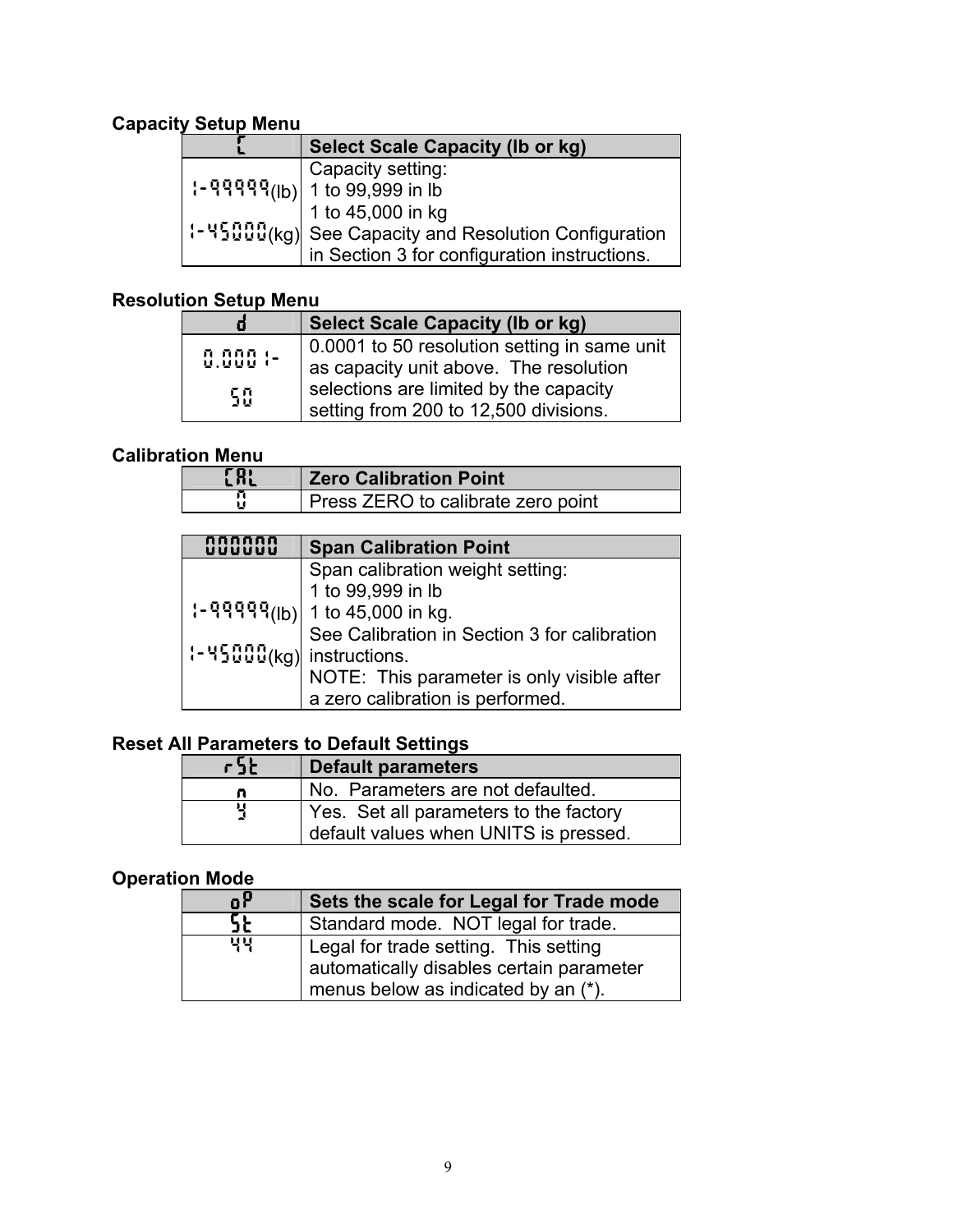### Capacity Setup Menu

| C | Select Scale Capacity (lb or kg) |
|---|---|
| 1-99999(lb)<br>1-45000(kg) | Capacity setting:<br>1 to 99,999 in lb<br>1 to 45,000 in kg<br>See Capacity and Resolution Configuration in Section 3 for configuration instructions. |

### Resolution Setup Menu

| d | Select Scale Capacity (lb or kg) |
|---|---|
| 0.0001-<br>50 | 0.0001 to 50 resolution setting in same unit as capacity unit above. The resolution selections are limited by the capacity setting from 200 to 12,500 divisions. |

### Calibration Menu

| CAL | Zero Calibration Point |
|---|---|
| 0 | Press ZERO to calibrate zero point |

| 000000 | Span Calibration Point |
|---|---|
| 1-99999(lb)<br>1-45000(kg) | Span calibration weight setting:<br>1 to 99,999 in lb<br>1 to 45,000 in kg.<br>See Calibration in Section 3 for calibration instructions.<br>NOTE: This parameter is only visible after a zero calibration is performed. |

### Reset All Parameters to Default Settings

| rSt | Default parameters |
|---|---|
| n | No. Parameters are not defaulted. |
| y | Yes. Set all parameters to the factory default values when UNITS is pressed. |

### Operation Mode

| oP | Sets the scale for Legal for Trade mode |
|---|---|
| St | Standard mode. NOT legal for trade. |
| 44 | Legal for trade setting. This setting automatically disables certain parameter menus below as indicated by an (*). |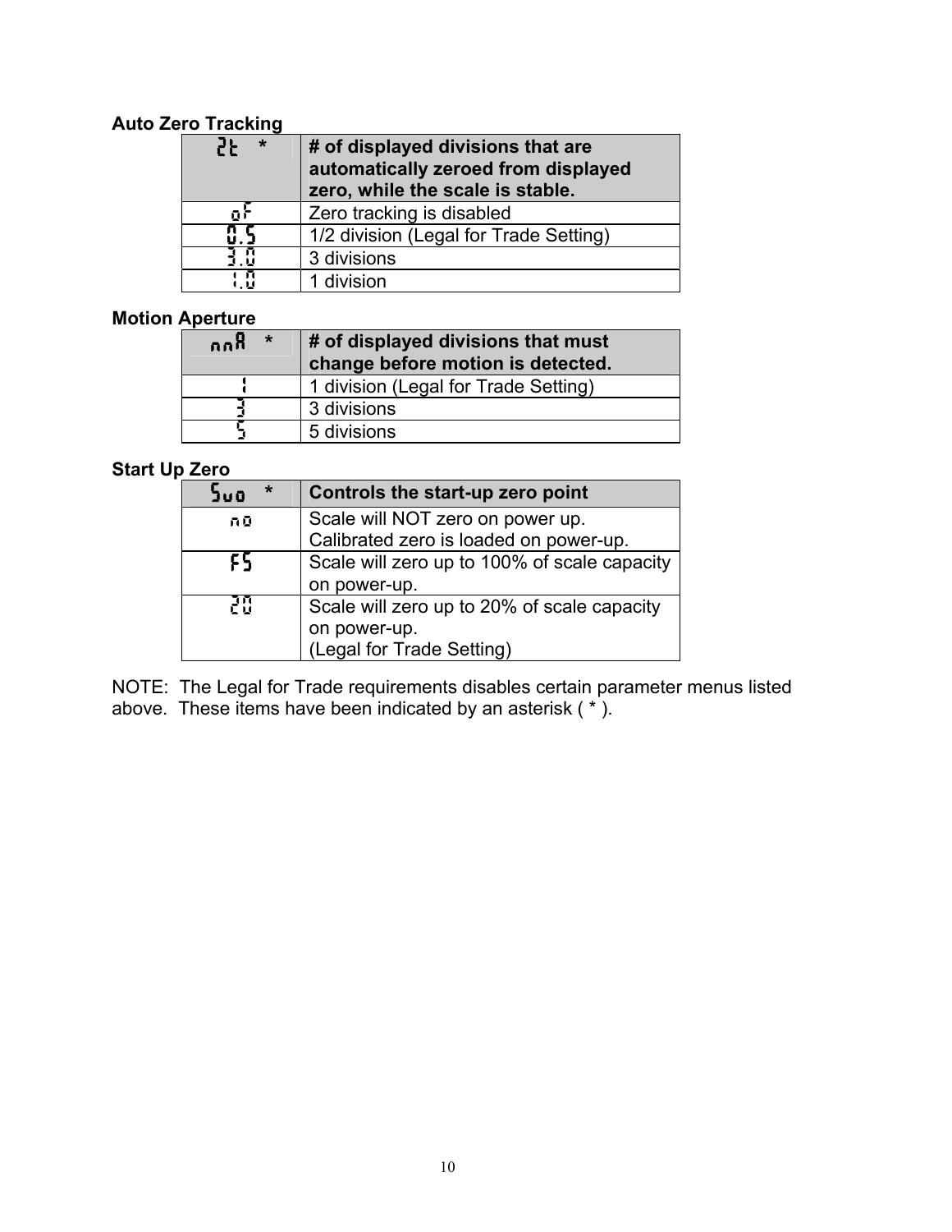**Auto Zero Tracking**

| ZT * | # of displayed divisions that are automatically zeroed from displayed zero, while the scale is stable. |
|---|---|
| oF | Zero tracking is disabled |
| 0.5 | 1/2 division (Legal for Trade Setting) |
| 3.0 | 3 divisions |
| 1.0 | 1 division |

**Motion Aperture**

| nnA * | # of displayed divisions that must change before motion is detected. |
|---|---|
| 1 | 1 division (Legal for Trade Setting) |
| 3 | 3 divisions |
| 5 | 5 divisions |

**Start Up Zero**

| Suo * | Controls the start-up zero point |
|---|---|
| no | Scale will NOT zero on power up. Calibrated zero is loaded on power-up. |
| FS | Scale will zero up to 100% of scale capacity on power-up. |
| 20 | Scale will zero up to 20% of scale capacity on power-up. (Legal for Trade Setting) |

NOTE: The Legal for Trade requirements disables certain parameter menus listed above. These items have been indicated by an asterisk ( * ).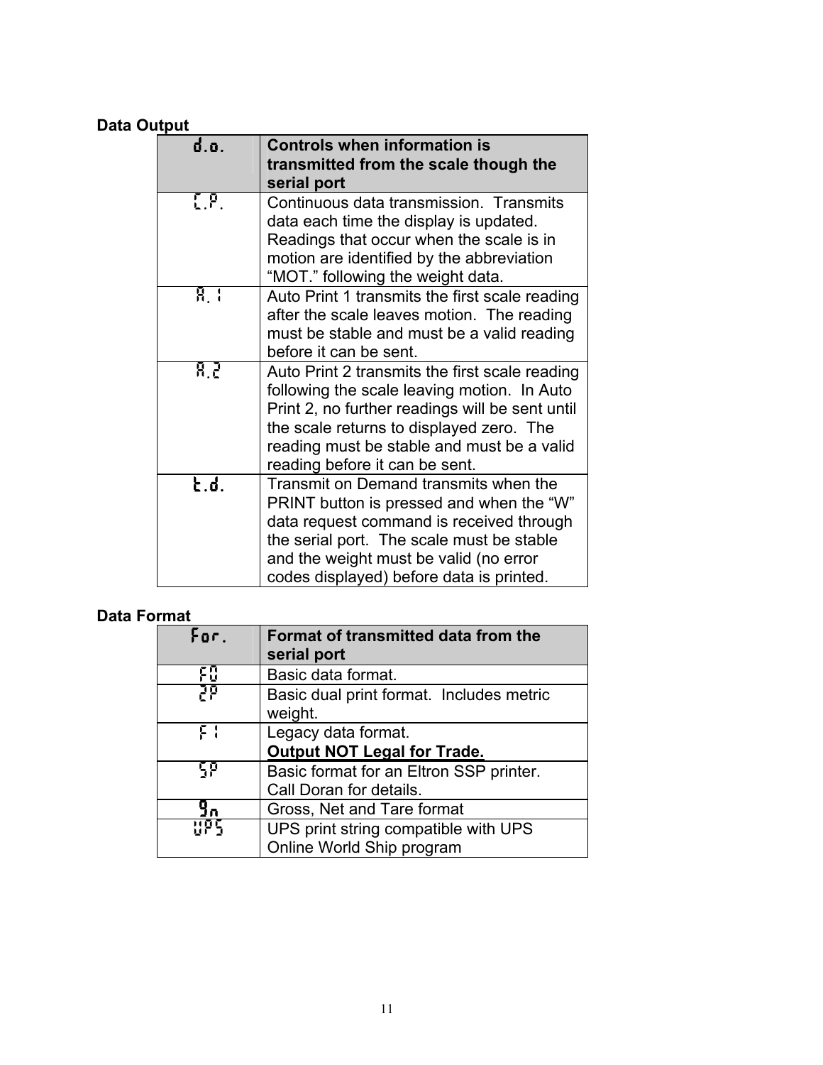**Data Output**

| d.o. | **Controls when information is transmitted from the scale though the serial port** |
|---|---|
| C.P. | Continuous data transmission. Transmits data each time the display is updated. Readings that occur when the scale is in motion are identified by the abbreviation "MOT." following the weight data. |
| A.1 | Auto Print 1 transmits the first scale reading after the scale leaves motion. The reading must be stable and must be a valid reading before it can be sent. |
| A.2 | Auto Print 2 transmits the first scale reading following the scale leaving motion. In Auto Print 2, no further readings will be sent until the scale returns to displayed zero. The reading must be stable and must be a valid reading before it can be sent. |
| t.d. | Transmit on Demand transmits when the PRINT button is pressed and when the "W" data request command is received through the serial port. The scale must be stable and the weight must be valid (no error codes displayed) before data is printed. |

**Data Format**

| For. | **Format of transmitted data from the serial port** |
|---|---|
| F0 | Basic data format. |
| 2P | Basic dual print format. Includes metric weight. |
| F1 | Legacy data format.<br>**Output NOT Legal for Trade.** |
| SP | Basic format for an Eltron SSP printer.<br>Call Doran for details. |
| gn | Gross, Net and Tare format |
| UPS | UPS print string compatible with UPS Online World Ship program |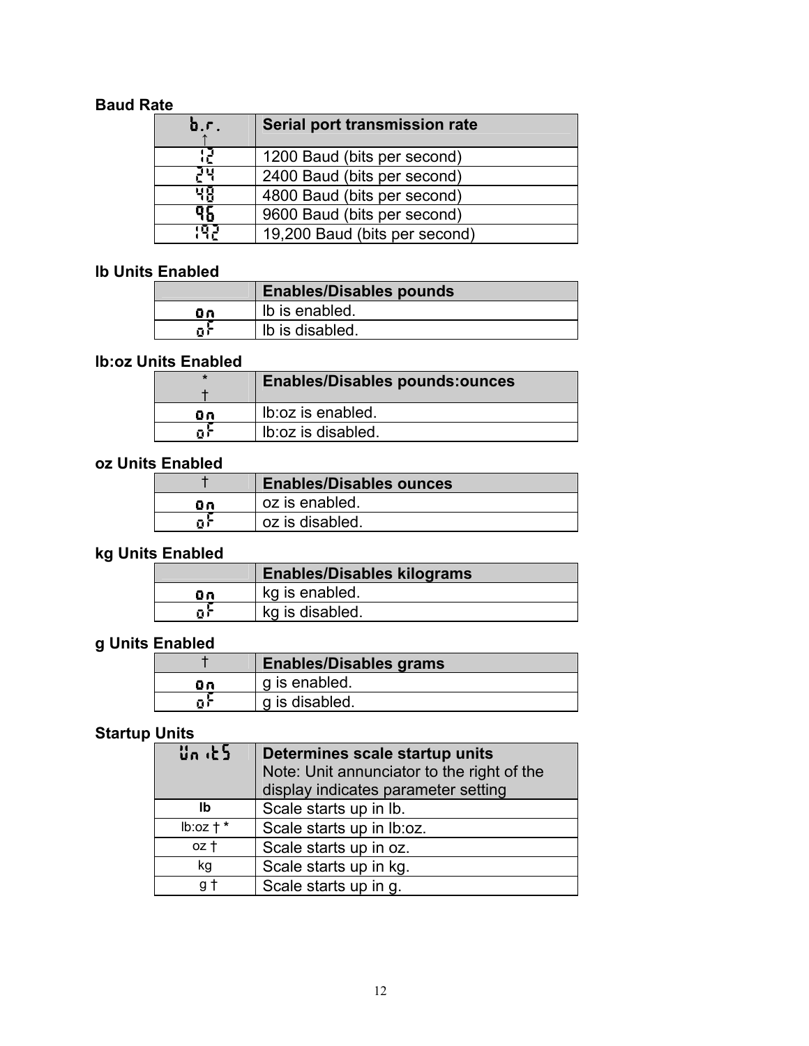**Baud Rate**

| b.r. ↑ | Serial port transmission rate |
|---|---|
| 12 | 1200 Baud (bits per second) |
| 24 | 2400 Baud (bits per second) |
| 48 | 4800 Baud (bits per second) |
| 96 | 9600 Baud (bits per second) |
| 192 | 19,200 Baud (bits per second) |

**lb Units Enabled**

| | Enables/Disables pounds |
|---|---|
| on | lb is enabled. |
| oF | lb is disabled. |

**lb:oz Units Enabled**

| * † | Enables/Disables pounds:ounces |
|---|---|
| on | lb:oz is enabled. |
| oF | lb:oz is disabled. |

**oz Units Enabled**

| † | Enables/Disables ounces |
|---|---|
| on | oz is enabled. |
| oF | oz is disabled. |

**kg Units Enabled**

| | Enables/Disables kilograms |
|---|---|
| on | kg is enabled. |
| oF | kg is disabled. |

**g Units Enabled**

| † | Enables/Disables grams |
|---|---|
| on | g is enabled. |
| oF | g is disabled. |

**Startup Units**

| Units | Determines scale startup units Note: Unit annunciator to the right of the display indicates parameter setting |
|---|---|
| lb | Scale starts up in lb. |
| lb:oz † * | Scale starts up in lb:oz. |
| oz † | Scale starts up in oz. |
| kg | Scale starts up in kg. |
| g † | Scale starts up in g. |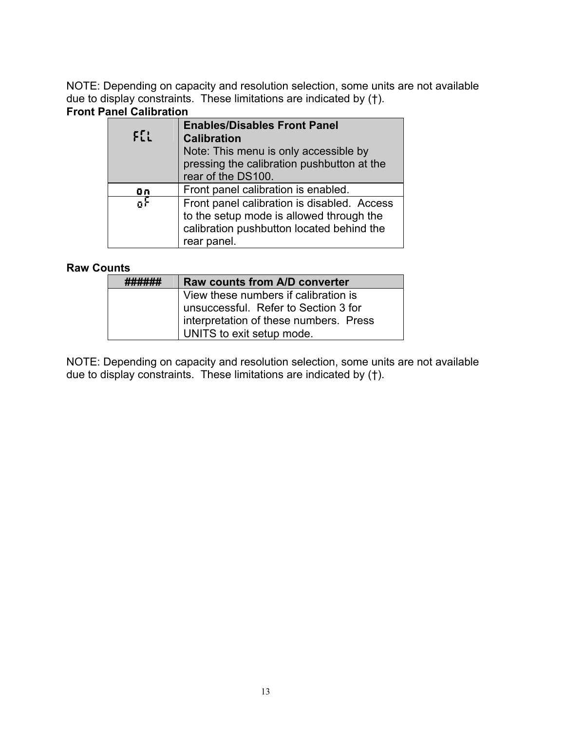NOTE: Depending on capacity and resolution selection, some units are not available due to display constraints. These limitations are indicated by (†).

**Front Panel Calibration**

| FCL | **Enables/Disables Front Panel Calibration** Note: This menu is only accessible by pressing the calibration pushbutton at the rear of the DS100. |
|---|---|
| on | Front panel calibration is enabled. |
| oF | Front panel calibration is disabled. Access to the setup mode is allowed through the calibration pushbutton located behind the rear panel. |

**Raw Counts**

| ###### | Raw counts from A/D converter |
|---|---|
| | View these numbers if calibration is unsuccessful. Refer to Section 3 for interpretation of these numbers. Press UNITS to exit setup mode. |

NOTE: Depending on capacity and resolution selection, some units are not available due to display constraints. These limitations are indicated by (†).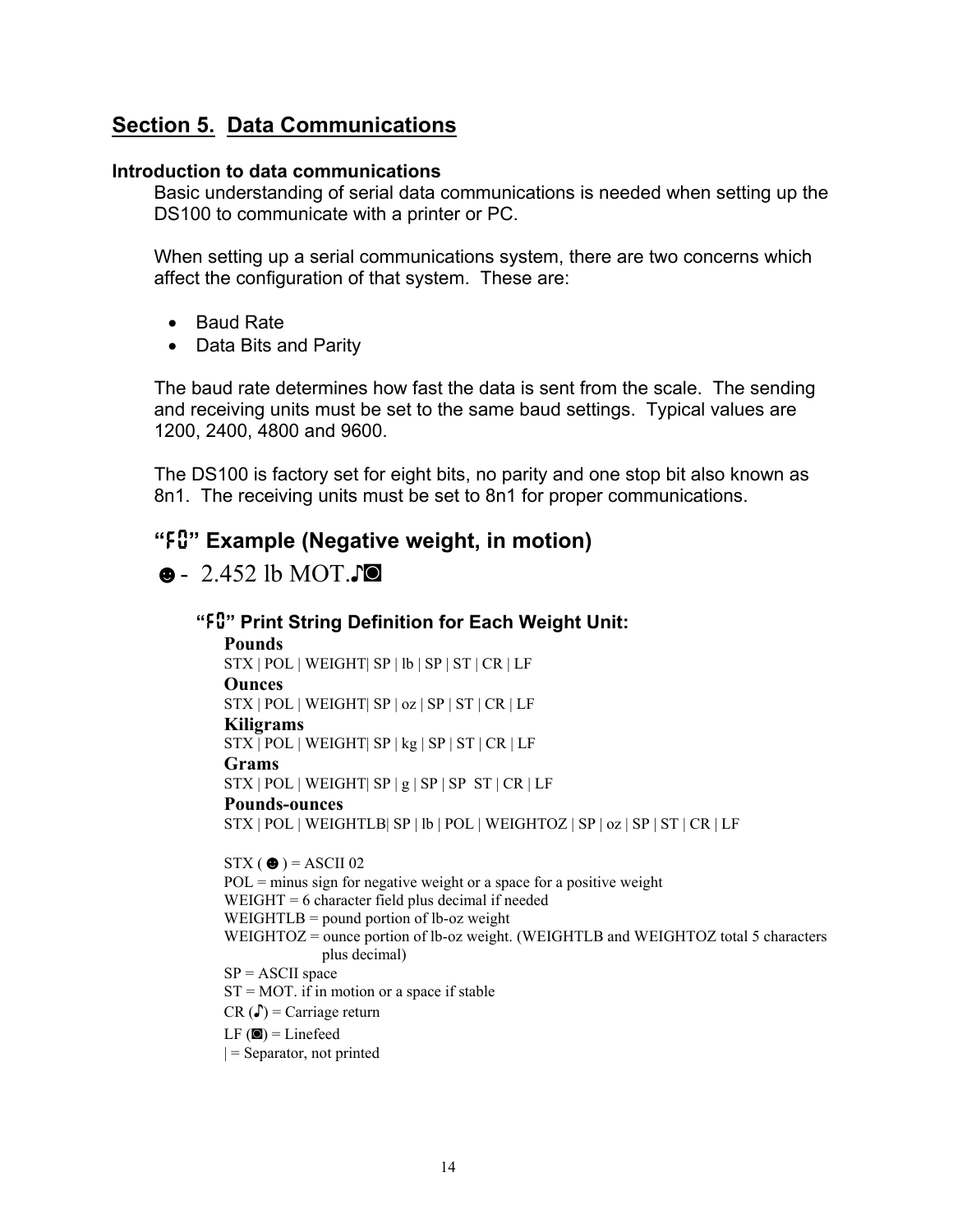## Section 5. Data Communications

**Introduction to data communications**

Basic understanding of serial data communications is needed when setting up the DS100 to communicate with a printer or PC.

When setting up a serial communications system, there are two concerns which affect the configuration of that system. These are:

- Baud Rate
- Data Bits and Parity

The baud rate determines how fast the data is sent from the scale. The sending and receiving units must be set to the same baud settings. Typical values are 1200, 2400, 4800 and 9600.

The DS100 is factory set for eight bits, no parity and one stop bit also known as 8n1. The receiving units must be set to 8n1 for proper communications.

### "F0" Example (Negative weight, in motion)

☻- 2.452 lb MOT.♪◙

#### "F0" Print String Definition for Each Weight Unit:

**Pounds**
STX | POL | WEIGHT| SP | lb | SP | ST | CR | LF

**Ounces**
STX | POL | WEIGHT| SP | oz | SP | ST | CR | LF

**Kiligrams**
STX | POL | WEIGHT| SP | kg | SP | ST | CR | LF

**Grams**
STX | POL | WEIGHT| SP | g | SP | SP ST | CR | LF

**Pounds-ounces**
STX | POL | WEIGHTLB| SP | lb | POL | WEIGHTOZ | SP | oz | SP | ST | CR | LF

STX ( ☻ ) = ASCII 02
POL = minus sign for negative weight or a space for a positive weight
WEIGHT = 6 character field plus decimal if needed
WEIGHTLB = pound portion of lb-oz weight
WEIGHTOZ = ounce portion of lb-oz weight. (WEIGHTLB and WEIGHTOZ total 5 characters plus decimal)
SP = ASCII space
ST = MOT. if in motion or a space if stable
CR (♪) = Carriage return
LF (◙) = Linefeed
| = Separator, not printed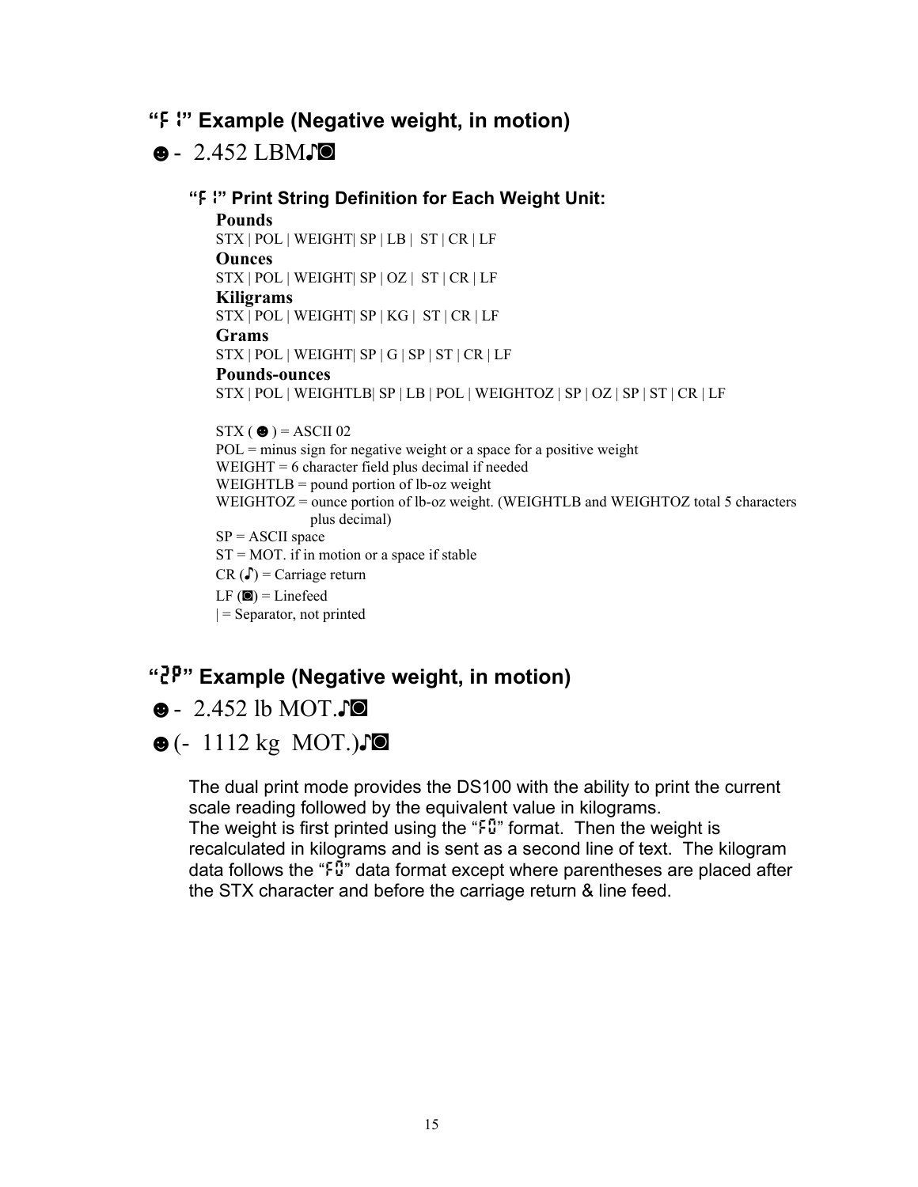### “F1” Example (Negative weight, in motion)

☻- 2.452 LBM♪◙

#### “F1” Print String Definition for Each Weight Unit:

**Pounds**
STX | POL | WEIGHT| SP | LB | ST | CR | LF

**Ounces**
STX | POL | WEIGHT| SP | OZ | ST | CR | LF

**Kiligrams**
STX | POL | WEIGHT| SP | KG | ST | CR | LF

**Grams**
STX | POL | WEIGHT| SP | G | SP | ST | CR | LF

**Pounds-ounces**
STX | POL | WEIGHTLB| SP | LB | POL | WEIGHTOZ | SP | OZ | SP | ST | CR | LF

STX ( ☻ ) = ASCII 02
POL = minus sign for negative weight or a space for a positive weight
WEIGHT = 6 character field plus decimal if needed
WEIGHTLB = pound portion of lb-oz weight
WEIGHTOZ = ounce portion of lb-oz weight. (WEIGHTLB and WEIGHTOZ total 5 characters plus decimal)
SP = ASCII space
ST = MOT. if in motion or a space if stable
CR (♪) = Carriage return
LF (◙) = Linefeed
| = Separator, not printed

### “2P” Example (Negative weight, in motion)

☻- 2.452 lb MOT.♪◙

☻(- 1112 kg MOT.)♪◙

The dual print mode provides the DS100 with the ability to print the current scale reading followed by the equivalent value in kilograms.
The weight is first printed using the “F0” format. Then the weight is recalculated in kilograms and is sent as a second line of text. The kilogram data follows the “F0” data format except where parentheses are placed after the STX character and before the carriage return & line feed.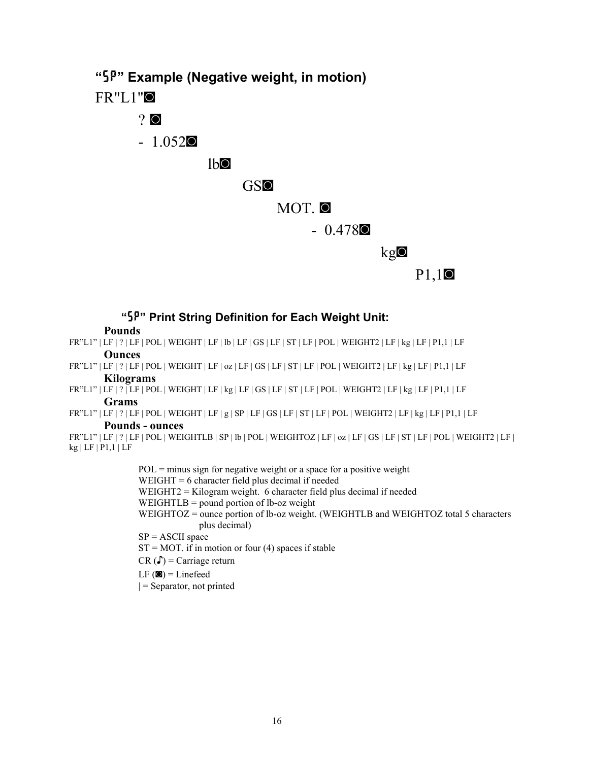### "SP" Example (Negative weight, in motion)

FR"L1"◙

? ◙

- 1.052◙

lb◙

GS◙

MOT. ◙

- 0.478◙

kg◙

P1,1◙

#### "SP" Print String Definition for Each Weight Unit:

**Pounds**

FR"L1" | LF | ? | LF | POL | WEIGHT | LF | lb | LF | GS | LF | ST | LF | POL | WEIGHT2 | LF | kg | LF | P1,1 | LF

**Ounces**

FR"L1" | LF | ? | LF | POL | WEIGHT | LF | oz | LF | GS | LF | ST | LF | POL | WEIGHT2 | LF | kg | LF | P1,1 | LF

**Kilograms**

FR"L1" | LF | ? | LF | POL | WEIGHT | LF | kg | LF | GS | LF | ST | LF | POL | WEIGHT2 | LF | kg | LF | P1,1 | LF

**Grams**

FR"L1" | LF | ? | LF | POL | WEIGHT | LF | g | SP | LF | GS | LF | ST | LF | POL | WEIGHT2 | LF | kg | LF | P1,1 | LF

**Pounds - ounces**

FR"L1" | LF | ? | LF | POL | WEIGHTLB | SP | lb | POL | WEIGHTOZ | LF | oz | LF | GS | LF | ST | LF | POL | WEIGHT2 | LF | kg | LF | P1,1 | LF

POL = minus sign for negative weight or a space for a positive weight
WEIGHT = 6 character field plus decimal if needed
WEIGHT2 = Kilogram weight. 6 character field plus decimal if needed
WEIGHTLB = pound portion of lb-oz weight
WEIGHTOZ = ounce portion of lb-oz weight. (WEIGHTLB and WEIGHTOZ total 5 characters plus decimal)
SP = ASCII space
ST = MOT. if in motion or four (4) spaces if stable
CR (♪) = Carriage return
LF (◙) = Linefeed
| = Separator, not printed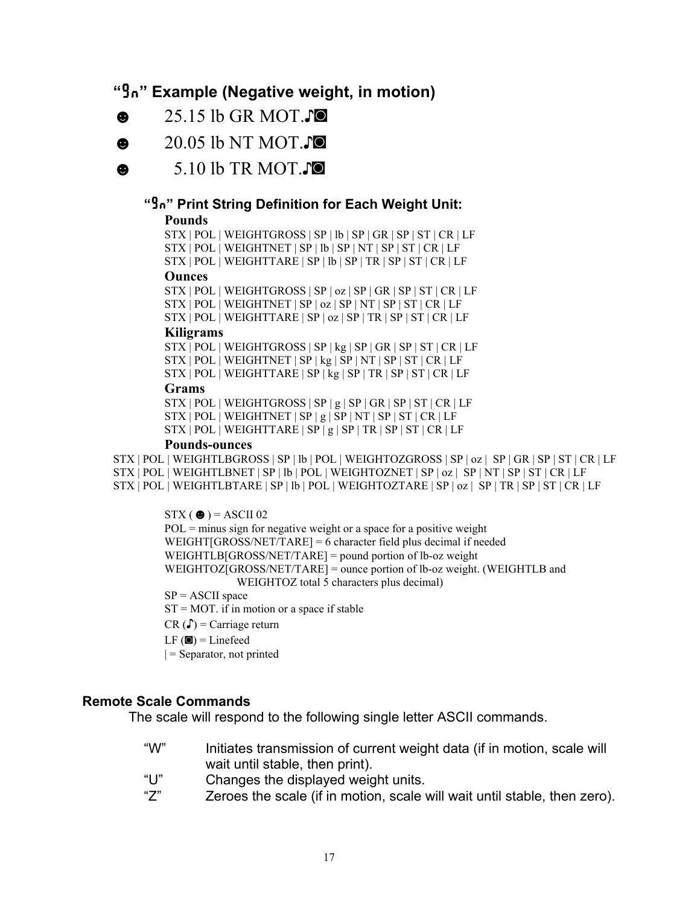### "9n" Example (Negative weight, in motion)

☻ 25.15 lb GR MOT.♪◙

☻ 20.05 lb NT MOT.♪◙

☻ 5.10 lb TR MOT.♪◙

#### "9n" Print String Definition for Each Weight Unit:

**Pounds**

STX | POL | WEIGHTGROSS | SP | lb | SP | GR | SP | ST | CR | LF
STX | POL | WEIGHTNET | SP | lb | SP | NT | SP | ST | CR | LF
STX | POL | WEIGHTTARE | SP | lb | SP | TR | SP | ST | CR | LF

**Ounces**

STX | POL | WEIGHTGROSS | SP | oz | SP | GR | SP | ST | CR | LF
STX | POL | WEIGHTNET | SP | oz | SP | NT | SP | ST | CR | LF
STX | POL | WEIGHTTARE | SP | oz | SP | TR | SP | ST | CR | LF

**Kiligrams**

STX | POL | WEIGHTGROSS | SP | kg | SP | GR | SP | ST | CR | LF
STX | POL | WEIGHTNET | SP | kg | SP | NT | SP | ST | CR | LF
STX | POL | WEIGHTTARE | SP | kg | SP | TR | SP | ST | CR | LF

**Grams**

STX | POL | WEIGHTGROSS | SP | g | SP | GR | SP | ST | CR | LF
STX | POL | WEIGHTNET | SP | g | SP | NT | SP | ST | CR | LF
STX | POL | WEIGHTTARE | SP | g | SP | TR | SP | ST | CR | LF

**Pounds-ounces**

STX | POL | WEIGHTLBGROSS | SP | lb | POL | WEIGHTOZGROSS | SP | oz | SP | GR | SP | ST | CR | LF
STX | POL | WEIGHTLBNET | SP | lb | POL | WEIGHTOZNET | SP | oz | SP | NT | SP | ST | CR | LF
STX | POL | WEIGHTLBTARE | SP | lb | POL | WEIGHTOZTARE | SP | oz | SP | TR | SP | ST | CR | LF

STX ( ☻ ) = ASCII 02
POL = minus sign for negative weight or a space for a positive weight
WEIGHT[GROSS/NET/TARE] = 6 character field plus decimal if needed
WEIGHTLB[GROSS/NET/TARE] = pound portion of lb-oz weight
WEIGHTOZ[GROSS/NET/TARE] = ounce portion of lb-oz weight. (WEIGHTLB and WEIGHTOZ total 5 characters plus decimal)
SP = ASCII space
ST = MOT. if in motion or a space if stable
CR (♪) = Carriage return
LF (◙) = Linefeed
| = Separator, not printed

### Remote Scale Commands

The scale will respond to the following single letter ASCII commands.

- "W" Initiates transmission of current weight data (if in motion, scale will wait until stable, then print).
- "U" Changes the displayed weight units.
- "Z" Zeroes the scale (if in motion, scale will wait until stable, then zero).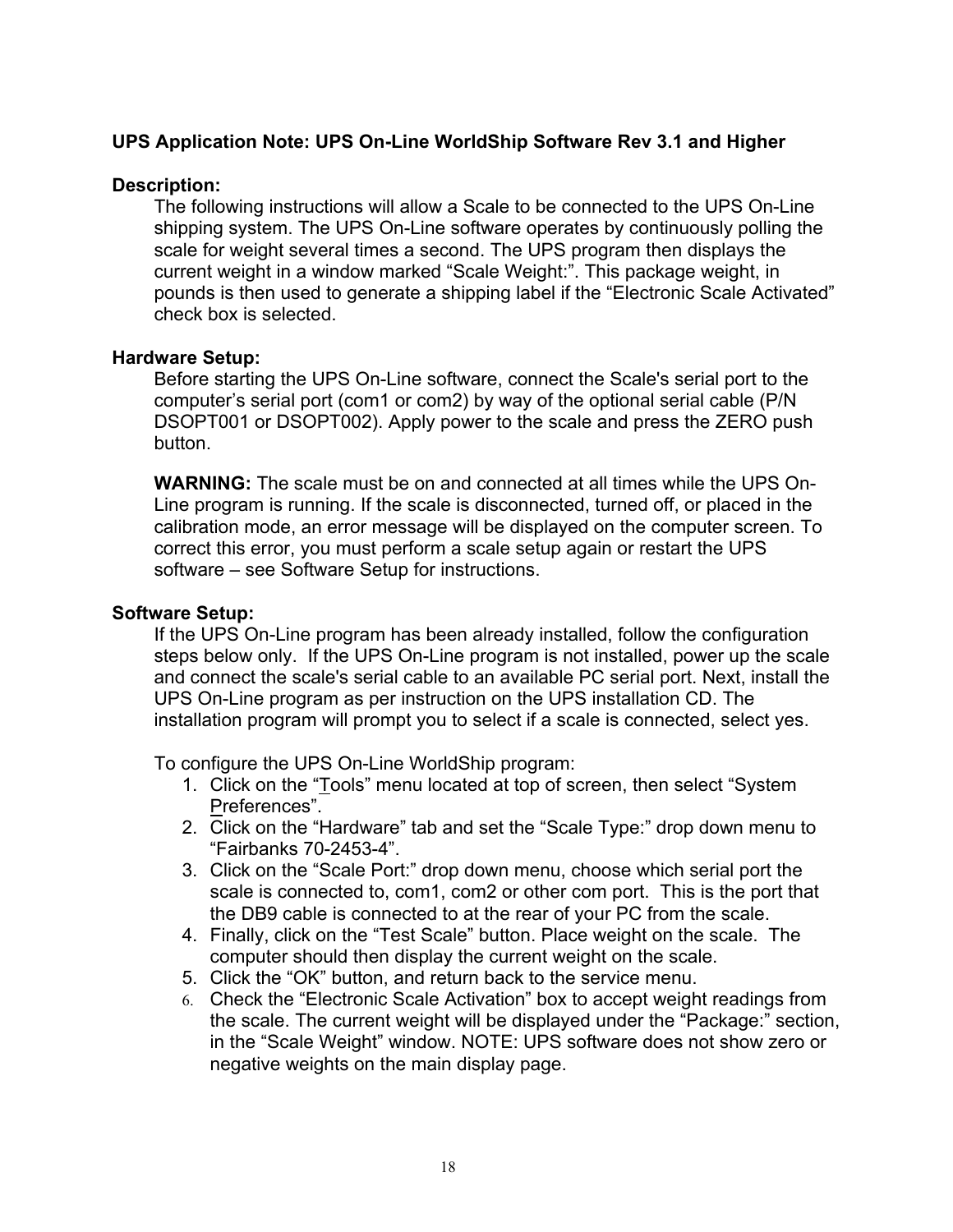## UPS Application Note: UPS On-Line WorldShip Software Rev 3.1 and Higher

### Description:

The following instructions will allow a Scale to be connected to the UPS On-Line shipping system. The UPS On-Line software operates by continuously polling the scale for weight several times a second. The UPS program then displays the current weight in a window marked “Scale Weight:”. This package weight, in pounds is then used to generate a shipping label if the “Electronic Scale Activated” check box is selected.

### Hardware Setup:

Before starting the UPS On-Line software, connect the Scale's serial port to the computer’s serial port (com1 or com2) by way of the optional serial cable (P/N DSOPT001 or DSOPT002). Apply power to the scale and press the ZERO push button.

**WARNING:** The scale must be on and connected at all times while the UPS On-Line program is running. If the scale is disconnected, turned off, or placed in the calibration mode, an error message will be displayed on the computer screen. To correct this error, you must perform a scale setup again or restart the UPS software – see Software Setup for instructions.

### Software Setup:

If the UPS On-Line program has been already installed, follow the configuration steps below only. If the UPS On-Line program is not installed, power up the scale and connect the scale's serial cable to an available PC serial port. Next, install the UPS On-Line program as per instruction on the UPS installation CD. The installation program will prompt you to select if a scale is connected, select yes.

To configure the UPS On-Line WorldShip program:

1. Click on the “Tools” menu located at top of screen, then select “System Preferences”.
2. Click on the “Hardware” tab and set the “Scale Type:” drop down menu to “Fairbanks 70-2453-4”.
3. Click on the “Scale Port:” drop down menu, choose which serial port the scale is connected to, com1, com2 or other com port. This is the port that the DB9 cable is connected to at the rear of your PC from the scale.
4. Finally, click on the “Test Scale” button. Place weight on the scale. The computer should then display the current weight on the scale.
5. Click the “OK” button, and return back to the service menu.
6. Check the “Electronic Scale Activation” box to accept weight readings from the scale. The current weight will be displayed under the “Package:” section, in the “Scale Weight” window. NOTE: UPS software does not show zero or negative weights on the main display page.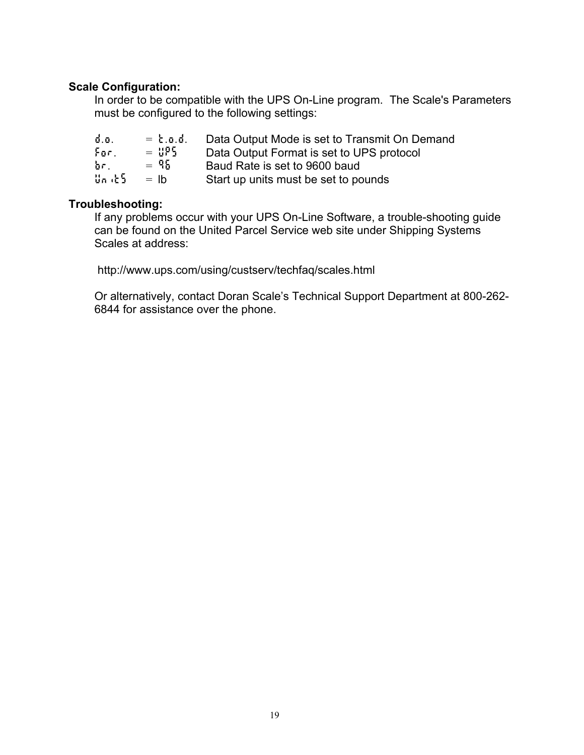**Scale Configuration:**

In order to be compatible with the UPS On-Line program. The Scale's Parameters must be configured to the following settings:

| | | |
|---|---|---|
| d.o. | = t.o.d. | Data Output Mode is set to Transmit On Demand |
| For. | = UPS | Data Output Format is set to UPS protocol |
| br. | = 96 | Baud Rate is set to 9600 baud |
| Units | = lb | Start up units must be set to pounds |

**Troubleshooting:**

If any problems occur with your UPS On-Line Software, a trouble-shooting guide can be found on the United Parcel Service web site under Shipping Systems Scales at address:

http://www.ups.com/using/custserv/techfaq/scales.html

Or alternatively, contact Doran Scale's Technical Support Department at 800-262-6844 for assistance over the phone.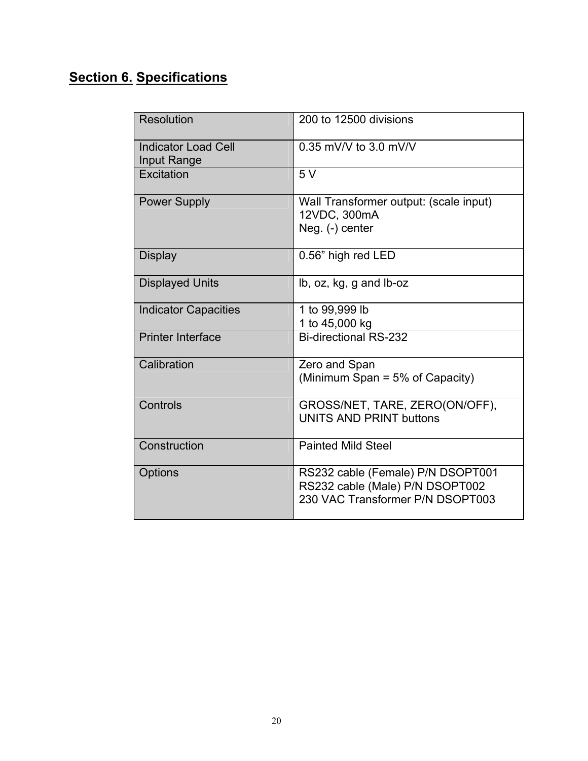## Section 6. Specifications

| | |
|---|---|
| Resolution | 200 to 12500 divisions |
| Indicator Load Cell Input Range | 0.35 mV/V to 3.0 mV/V |
| Excitation | 5 V |
| Power Supply | Wall Transformer output: (scale input)<br>12VDC, 300mA<br>Neg. (-) center |
| Display | 0.56” high red LED |
| Displayed Units | lb, oz, kg, g and lb-oz |
| Indicator Capacities | 1 to 99,999 lb<br>1 to 45,000 kg |
| Printer Interface | Bi-directional RS-232 |
| Calibration | Zero and Span<br>(Minimum Span = 5% of Capacity) |
| Controls | GROSS/NET, TARE, ZERO(ON/OFF), UNITS AND PRINT buttons |
| Construction | Painted Mild Steel |
| Options | RS232 cable (Female) P/N DSOPT001<br>RS232 cable (Male) P/N DSOPT002<br>230 VAC Transformer P/N DSOPT003 |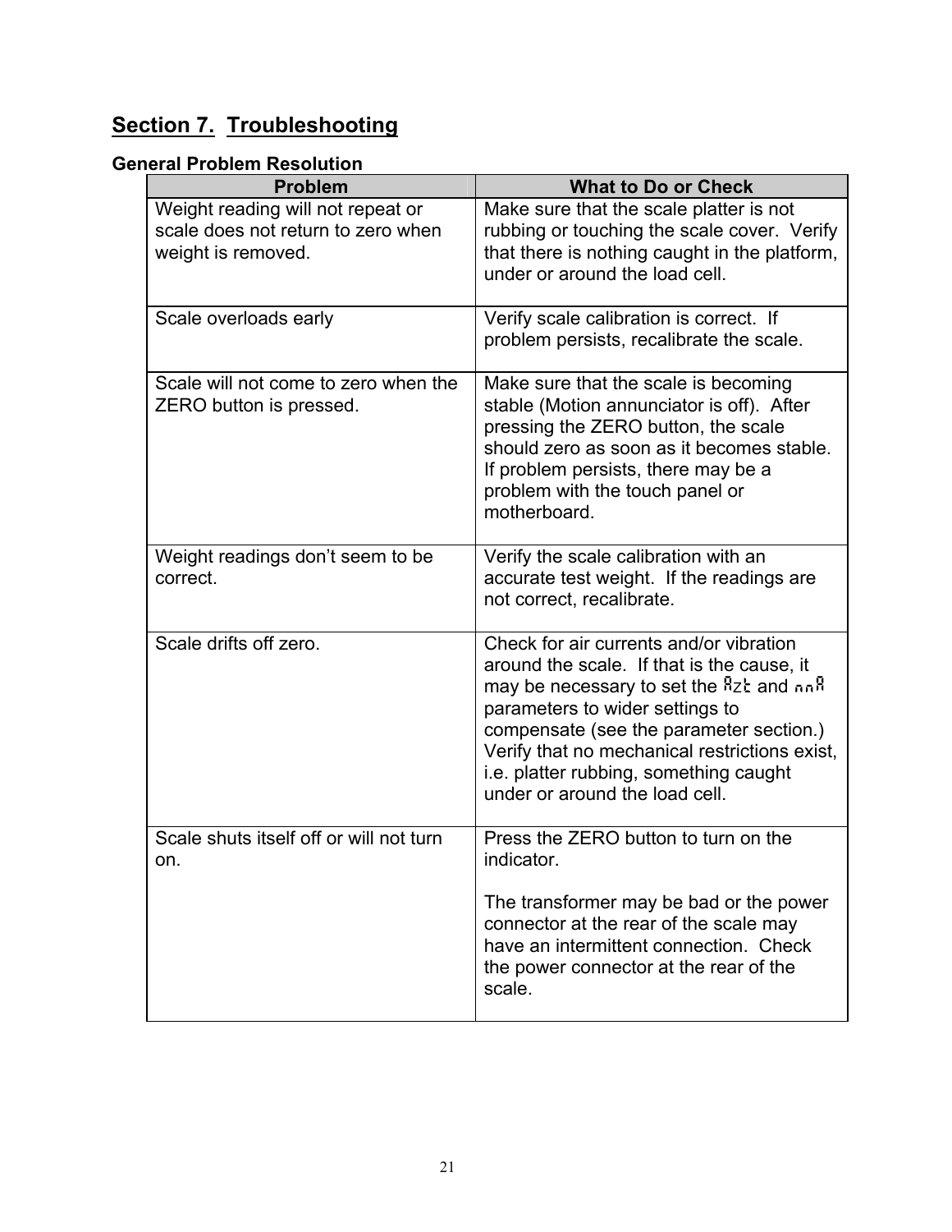## Section 7. Troubleshooting

### General Problem Resolution

| Problem | What to Do or Check |
|---|---|
| Weight reading will not repeat or scale does not return to zero when weight is removed. | Make sure that the scale platter is not rubbing or touching the scale cover. Verify that there is nothing caught in the platform, under or around the load cell. |
| Scale overloads early | Verify scale calibration is correct. If problem persists, recalibrate the scale. |
| Scale will not come to zero when the ZERO button is pressed. | Make sure that the scale is becoming stable (Motion annunciator is off). After pressing the ZERO button, the scale should zero as soon as it becomes stable. If problem persists, there may be a problem with the touch panel or motherboard. |
| Weight readings don't seem to be correct. | Verify the scale calibration with an accurate test weight. If the readings are not correct, recalibrate. |
| Scale drifts off zero. | Check for air currents and/or vibration around the scale. If that is the cause, it may be necessary to set the AZt and nnA parameters to wider settings to compensate (see the parameter section.) Verify that no mechanical restrictions exist, i.e. platter rubbing, something caught under or around the load cell. |
| Scale shuts itself off or will not turn on. | Press the ZERO button to turn on the indicator.<br><br>The transformer may be bad or the power connector at the rear of the scale may have an intermittent connection. Check the power connector at the rear of the scale. |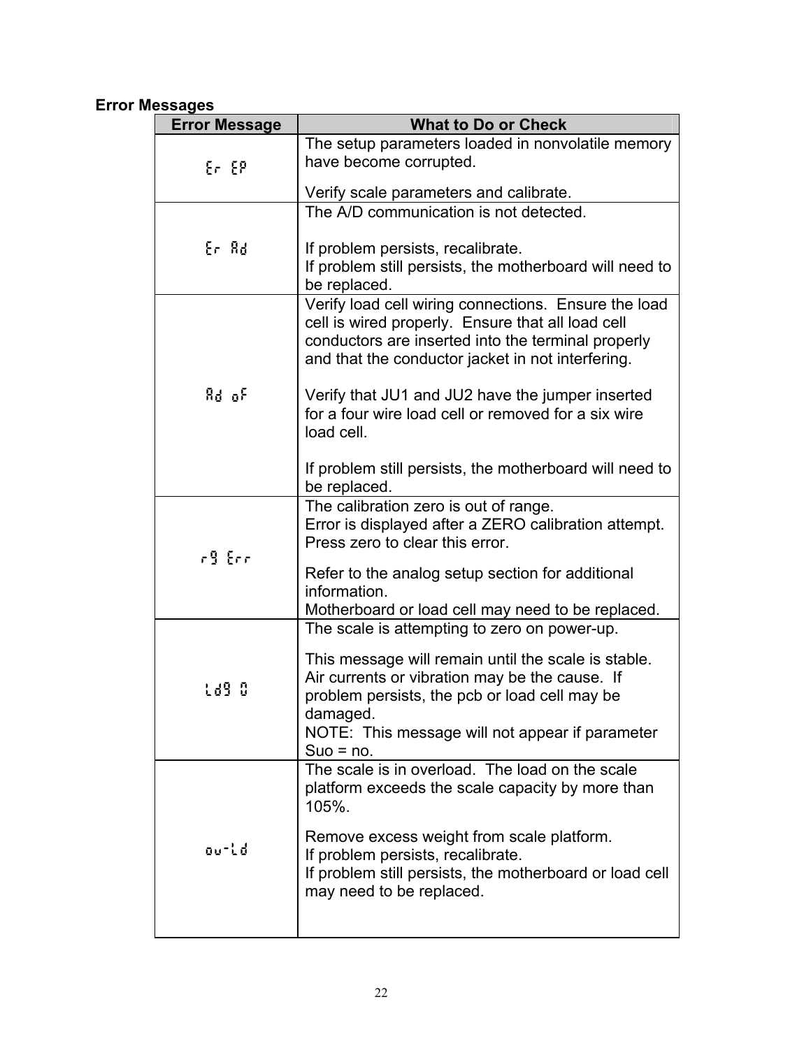**Error Messages**

| Error Message | What to Do or Check |
| --- | --- |
| Er EP | The setup parameters loaded in nonvolatile memory have become corrupted.<br><br>Verify scale parameters and calibrate. |
| Er Ad | The A/D communication is not detected.<br><br>If problem persists, recalibrate.<br>If problem still persists, the motherboard will need to be replaced. |
| Ad oF | Verify load cell wiring connections. Ensure the load cell is wired properly. Ensure that all load cell conductors are inserted into the terminal properly and that the conductor jacket in not interfering.<br><br>Verify that JU1 and JU2 have the jumper inserted for a four wire load cell or removed for a six wire load cell.<br><br>If problem still persists, the motherboard will need to be replaced. |
| rg Err | The calibration zero is out of range.<br>Error is displayed after a ZERO calibration attempt. Press zero to clear this error.<br><br>Refer to the analog setup section for additional information.<br>Motherboard or load cell may need to be replaced. |
| Ldg 0 | The scale is attempting to zero on power-up.<br><br>This message will remain until the scale is stable. Air currents or vibration may be the cause. If problem persists, the pcb or load cell may be damaged.<br>NOTE: This message will not appear if parameter Suo = no. |
| ov-Ld | The scale is in overload. The load on the scale platform exceeds the scale capacity by more than 105%.<br><br>Remove excess weight from scale platform.<br>If problem persists, recalibrate.<br>If problem still persists, the motherboard or load cell may need to be replaced. |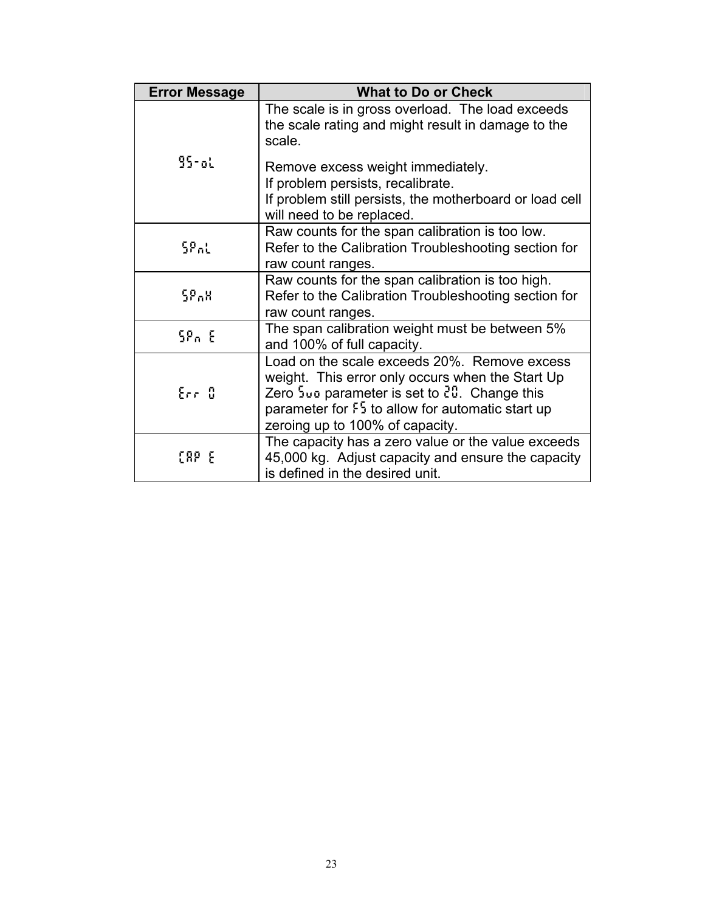| Error Message | What to Do or Check |
| --- | --- |
| GS-oL | The scale is in gross overload. The load exceeds the scale rating and might result in damage to the scale.<br><br>Remove excess weight immediately.<br>If problem persists, recalibrate.<br>If problem still persists, the motherboard or load cell will need to be replaced. |
| SPnL | Raw counts for the span calibration is too low. Refer to the Calibration Troubleshooting section for raw count ranges. |
| SPnH | Raw counts for the span calibration is too high. Refer to the Calibration Troubleshooting section for raw count ranges. |
| SPn E | The span calibration weight must be between 5% and 100% of full capacity. |
| Err 0 | Load on the scale exceeds 20%. Remove excess weight. This error only occurs when the Start Up Zero Suo parameter is set to 20. Change this parameter for FS to allow for automatic start up zeroing up to 100% of capacity. |
| CAP E | The capacity has a zero value or the value exceeds 45,000 kg. Adjust capacity and ensure the capacity is defined in the desired unit. |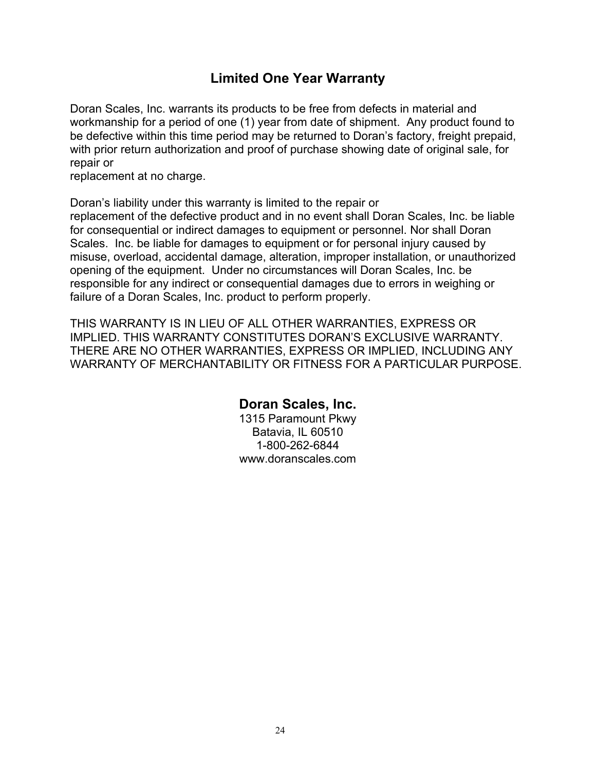## Limited One Year Warranty

Doran Scales, Inc. warrants its products to be free from defects in material and workmanship for a period of one (1) year from date of shipment. Any product found to be defective within this time period may be returned to Doran's factory, freight prepaid, with prior return authorization and proof of purchase showing date of original sale, for repair or replacement at no charge.

Doran's liability under this warranty is limited to the repair or replacement of the defective product and in no event shall Doran Scales, Inc. be liable for consequential or indirect damages to equipment or personnel. Nor shall Doran Scales. Inc. be liable for damages to equipment or for personal injury caused by misuse, overload, accidental damage, alteration, improper installation, or unauthorized opening of the equipment. Under no circumstances will Doran Scales, Inc. be responsible for any indirect or consequential damages due to errors in weighing or failure of a Doran Scales, Inc. product to perform properly.

THIS WARRANTY IS IN LIEU OF ALL OTHER WARRANTIES, EXPRESS OR IMPLIED. THIS WARRANTY CONSTITUTES DORAN'S EXCLUSIVE WARRANTY. THERE ARE NO OTHER WARRANTIES, EXPRESS OR IMPLIED, INCLUDING ANY WARRANTY OF MERCHANTABILITY OR FITNESS FOR A PARTICULAR PURPOSE.

**Doran Scales, Inc.**
1315 Paramount Pkwy
Batavia, IL 60510
1-800-262-6844
www.doranscales.com